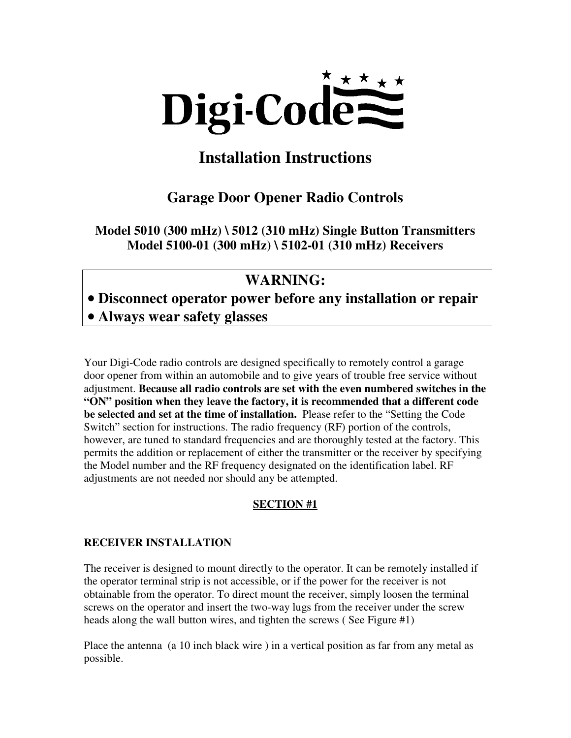# Digi-Code

## Installation Instructions

### Garage Door Opener Radio Controls

**Model 5010 (300 mHz) \ 5012 (310 mHz) Single Button Transmitters**
**Model 5100-01 (300 mHz) \ 5102-01 (310 mHz) Receivers**

> **WARNING:**
> - **Disconnect operator power before any installation or repair**
> - **Always wear safety glasses**

Your Digi-Code radio controls are designed specifically to remotely control a garage door opener from within an automobile and to give years of trouble free service without adjustment. **Because all radio controls are set with the even numbered switches in the "ON" position when they leave the factory, it is recommended that a different code be selected and set at the time of installation.** Please refer to the "Setting the Code Switch" section for instructions. The radio frequency (RF) portion of the controls, however, are tuned to standard frequencies and are thoroughly tested at the factory. This permits the addition or replacement of either the transmitter or the receiver by specifying the Model number and the RF frequency designated on the identification label. RF adjustments are not needed nor should any be attempted.

## SECTION #1

### RECEIVER INSTALLATION

The receiver is designed to mount directly to the operator. It can be remotely installed if the operator terminal strip is not accessible, or if the power for the receiver is not obtainable from the operator. To direct mount the receiver, simply loosen the terminal screws on the operator and insert the two-way lugs from the receiver under the screw heads along the wall button wires, and tighten the screws ( See Figure #1)

Place the antenna (a 10 inch black wire ) in a vertical position as far from any metal as possible.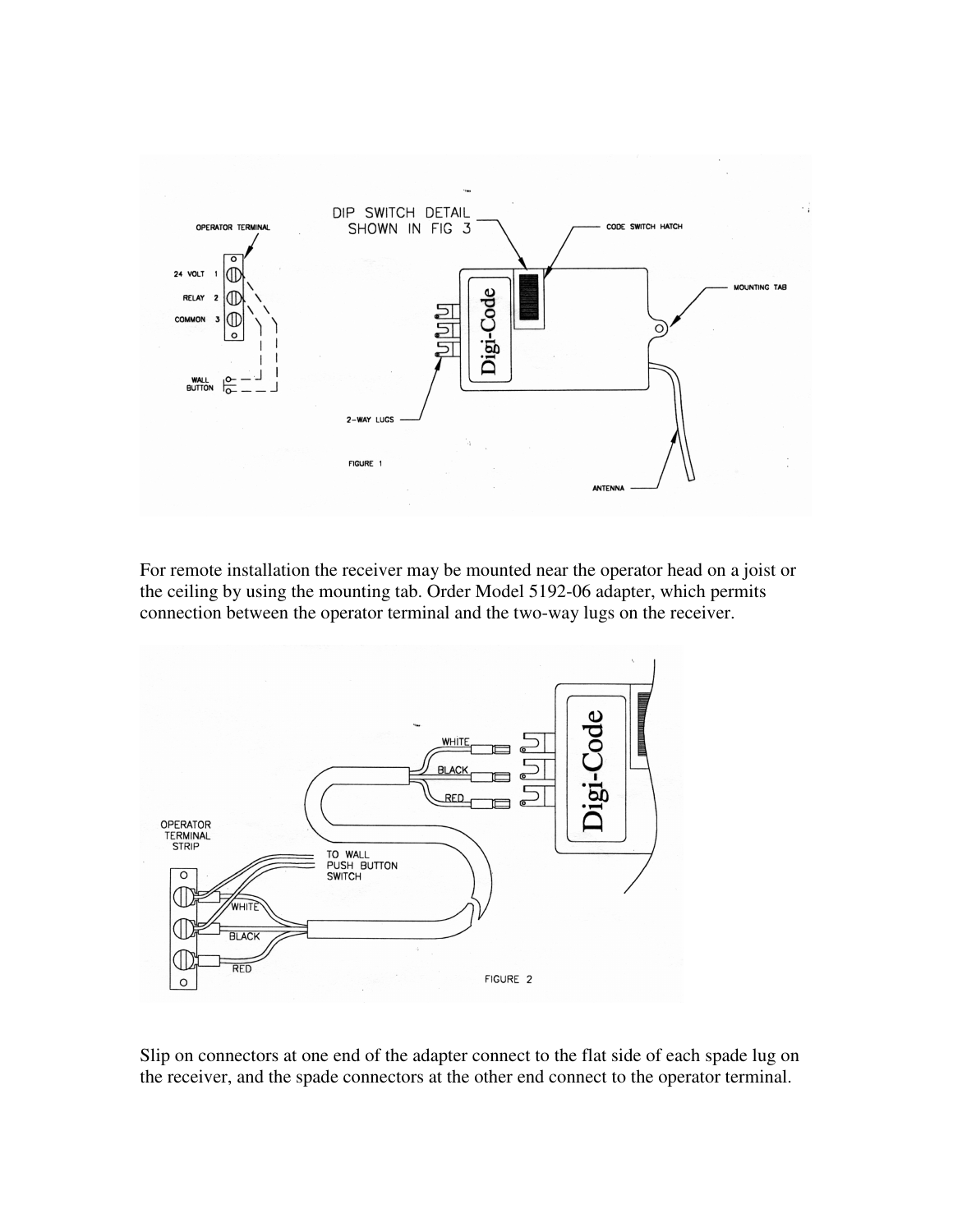OPERATOR TERMINAL

24 VOLT 1

RELAY 2

COMMON 3

WALL BUTTON

DIP SWITCH DETAIL SHOWN IN FIG 3

CODE SWITCH HATCH

MOUNTING TAB

Digi-Code

2-WAY LUGS

ANTENNA

FIGURE 1

For remote installation the receiver may be mounted near the operator head on a joist or the ceiling by using the mounting tab. Order Model 5192-06 adapter, which permits connection between the operator terminal and the two-way lugs on the receiver.

WHITE

BLACK

RED

Digi-Code

OPERATOR TERMINAL STRIP

TO WALL PUSH BUTTON SWITCH

WHITE

BLACK

RED

FIGURE 2

Slip on connectors at one end of the adapter connect to the flat side of each spade lug on the receiver, and the spade connectors at the other end connect to the operator terminal.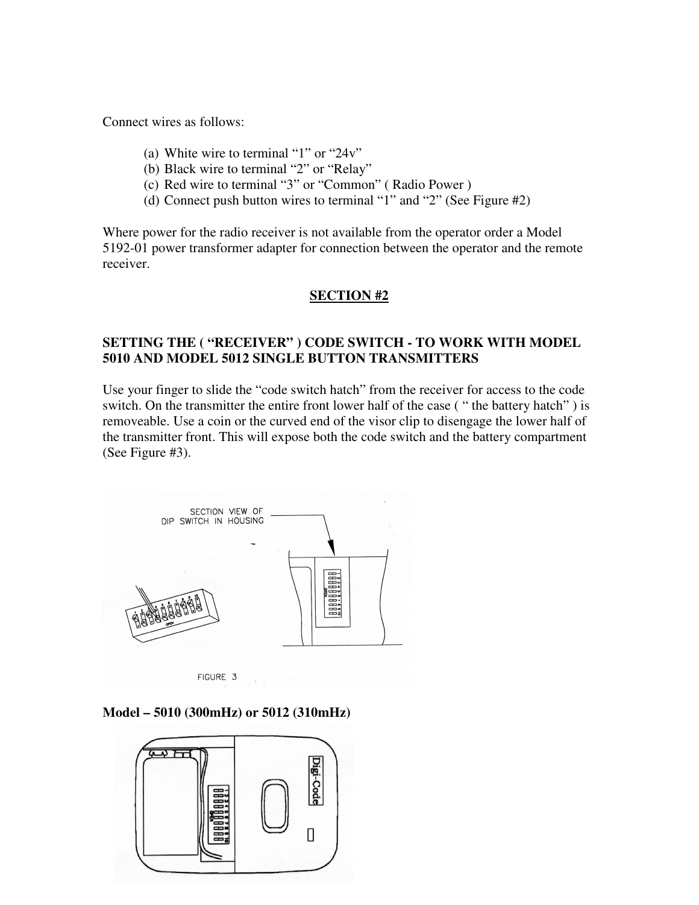Connect wires as follows:

(a) White wire to terminal “1” or “24v”
(b) Black wire to terminal “2” or “Relay”
(c) Red wire to terminal “3” or “Common” ( Radio Power )
(d) Connect push button wires to terminal “1” and “2” (See Figure #2)

Where power for the radio receiver is not available from the operator order a Model 5192-01 power transformer adapter for connection between the operator and the remote receiver.

## SECTION #2

**SETTING THE ( “RECEIVER” ) CODE SWITCH - TO WORK WITH MODEL 5010 AND MODEL 5012 SINGLE BUTTON TRANSMITTERS**

Use your finger to slide the “code switch hatch” from the receiver for access to the code switch. On the transmitter the entire front lower half of the case ( “ the battery hatch” ) is removeable. Use a coin or the curved end of the visor clip to disengage the lower half of the transmitter front. This will expose both the code switch and the battery compartment (See Figure #3).

SECTION VIEW OF DIP SWITCH IN HOUSING

FIGURE 3

**Model – 5010 (300mHz) or 5012 (310mHz)**

Digi-Code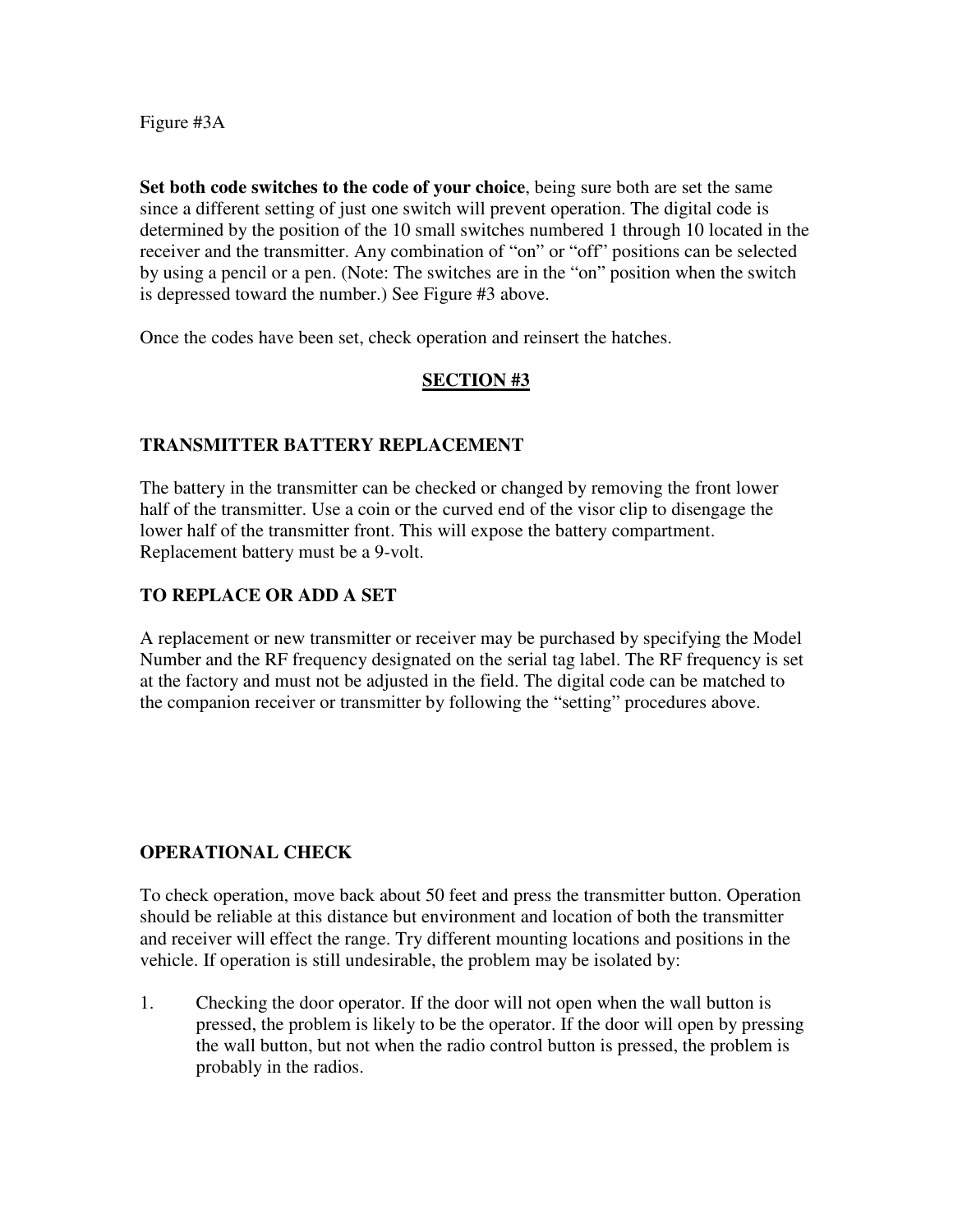Figure #3A

**Set both code switches to the code of your choice**, being sure both are set the same since a different setting of just one switch will prevent operation. The digital code is determined by the position of the 10 small switches numbered 1 through 10 located in the receiver and the transmitter. Any combination of "on" or "off" positions can be selected by using a pencil or a pen. (Note: The switches are in the "on" position when the switch is depressed toward the number.) See Figure #3 above.

Once the codes have been set, check operation and reinsert the hatches.

## <u>SECTION #3</u>

### TRANSMITTER BATTERY REPLACEMENT

The battery in the transmitter can be checked or changed by removing the front lower half of the transmitter. Use a coin or the curved end of the visor clip to disengage the lower half of the transmitter front. This will expose the battery compartment. Replacement battery must be a 9-volt.

### TO REPLACE OR ADD A SET

A replacement or new transmitter or receiver may be purchased by specifying the Model Number and the RF frequency designated on the serial tag label. The RF frequency is set at the factory and must not be adjusted in the field. The digital code can be matched to the companion receiver or transmitter by following the "setting" procedures above.

### OPERATIONAL CHECK

To check operation, move back about 50 feet and press the transmitter button. Operation should be reliable at this distance but environment and location of both the transmitter and receiver will effect the range. Try different mounting locations and positions in the vehicle. If operation is still undesirable, the problem may be isolated by:

1. Checking the door operator. If the door will not open when the wall button is pressed, the problem is likely to be the operator. If the door will open by pressing the wall button, but not when the radio control button is pressed, the problem is probably in the radios.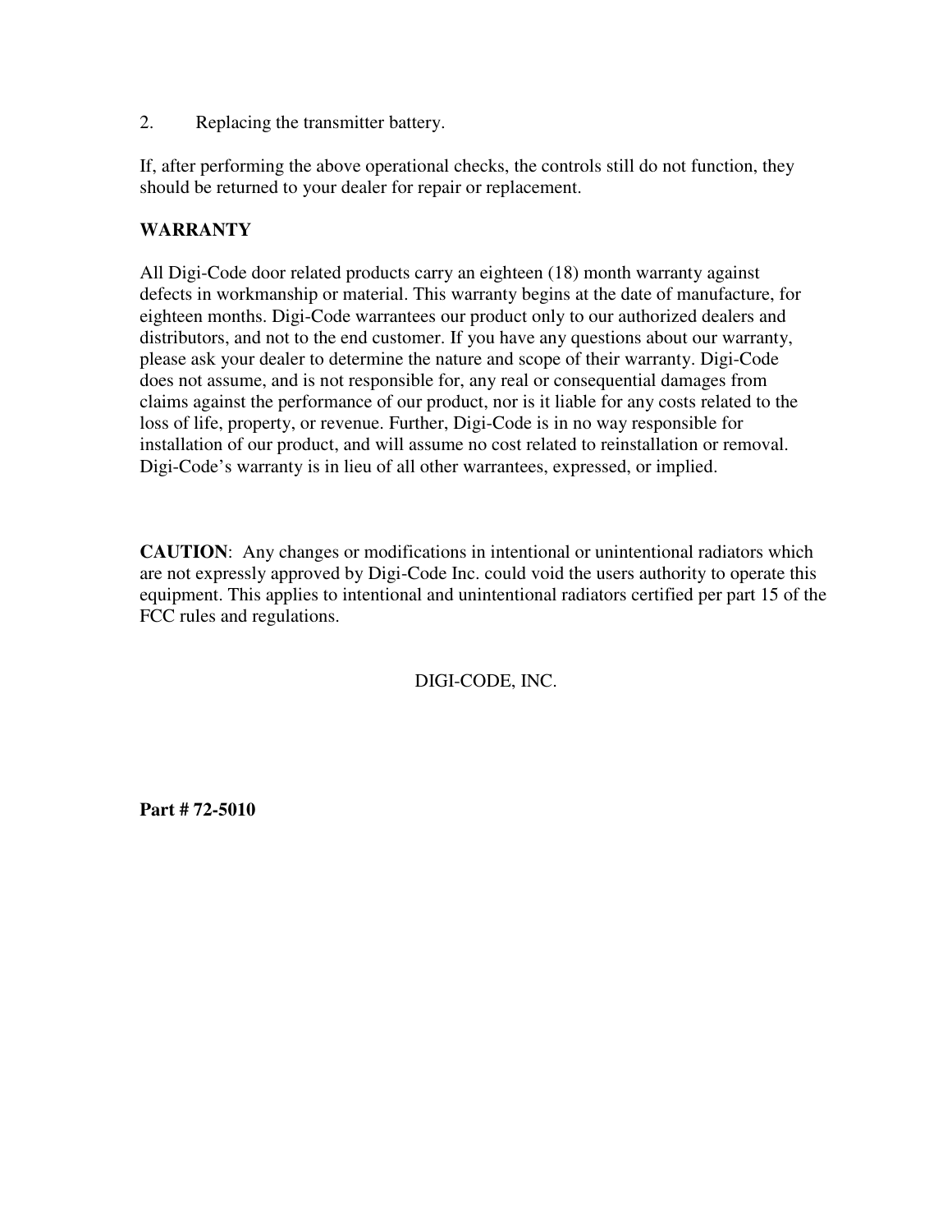2. Replacing the transmitter battery.

If, after performing the above operational checks, the controls still do not function, they should be returned to your dealer for repair or replacement.

**WARRANTY**

All Digi-Code door related products carry an eighteen (18) month warranty against defects in workmanship or material. This warranty begins at the date of manufacture, for eighteen months. Digi-Code warrantees our product only to our authorized dealers and distributors, and not to the end customer. If you have any questions about our warranty, please ask your dealer to determine the nature and scope of their warranty. Digi-Code does not assume, and is not responsible for, any real or consequential damages from claims against the performance of our product, nor is it liable for any costs related to the loss of life, property, or revenue. Further, Digi-Code is in no way responsible for installation of our product, and will assume no cost related to reinstallation or removal. Digi-Code's warranty is in lieu of all other warrantees, expressed, or implied.

**CAUTION**: Any changes or modifications in intentional or unintentional radiators which are not expressly approved by Digi-Code Inc. could void the users authority to operate this equipment. This applies to intentional and unintentional radiators certified per part 15 of the FCC rules and regulations.

DIGI-CODE, INC.

**Part # 72-5010**